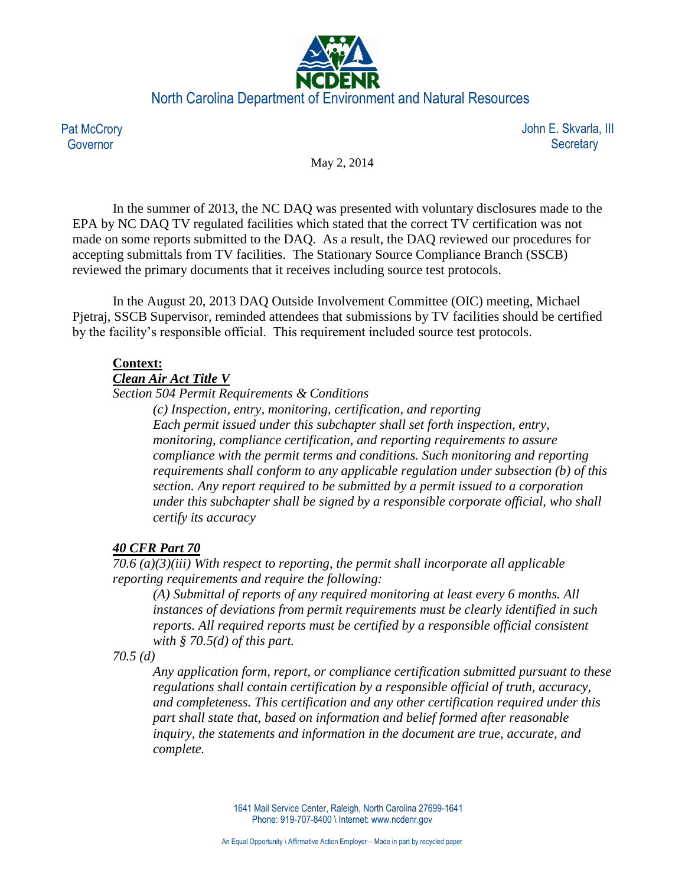North Carolina Department of Environment and Natural Resources

Pat McCrory
Governor

John E. Skvarla, III
Secretary

May 2, 2014

In the summer of 2013, the NC DAQ was presented with voluntary disclosures made to the EPA by NC DAQ TV regulated facilities which stated that the correct TV certification was not made on some reports submitted to the DAQ. As a result, the DAQ reviewed our procedures for accepting submittals from TV facilities. The Stationary Source Compliance Branch (SSCB) reviewed the primary documents that it receives including source test protocols.

In the August 20, 2013 DAQ Outside Involvement Committee (OIC) meeting, Michael Pjetraj, SSCB Supervisor, reminded attendees that submissions by TV facilities should be certified by the facility's responsible official. This requirement included source test protocols.

**Context:**

***Clean Air Act Title V***

*Section 504 Permit Requirements & Conditions*

> *(c) Inspection, entry, monitoring, certification, and reporting*
> *Each permit issued under this subchapter shall set forth inspection, entry, monitoring, compliance certification, and reporting requirements to assure compliance with the permit terms and conditions. Such monitoring and reporting requirements shall conform to any applicable regulation under subsection (b) of this section. Any report required to be submitted by a permit issued to a corporation under this subchapter shall be signed by a responsible corporate official, who shall certify its accuracy*

***40 CFR Part 70***

*70.6 (a)(3)(iii) With respect to reporting, the permit shall incorporate all applicable reporting requirements and require the following:*

> *(A) Submittal of reports of any required monitoring at least every 6 months. All instances of deviations from permit requirements must be clearly identified in such reports. All required reports must be certified by a responsible official consistent with § 70.5(d) of this part.*

*70.5 (d)*

> *Any application form, report, or compliance certification submitted pursuant to these regulations shall contain certification by a responsible official of truth, accuracy, and completeness. This certification and any other certification required under this part shall state that, based on information and belief formed after reasonable inquiry, the statements and information in the document are true, accurate, and complete.*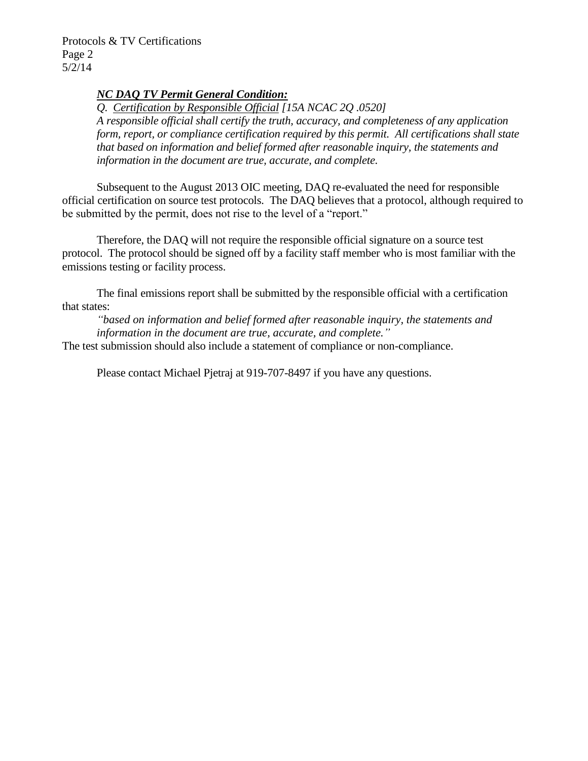***NC DAQ TV Permit General Condition:***

*Q. Certification by Responsible Official [15A NCAC 2Q .0520]*
*A responsible official shall certify the truth, accuracy, and completeness of any application form, report, or compliance certification required by this permit. All certifications shall state that based on information and belief formed after reasonable inquiry, the statements and information in the document are true, accurate, and complete.*

Subsequent to the August 2013 OIC meeting, DAQ re-evaluated the need for responsible official certification on source test protocols. The DAQ believes that a protocol, although required to be submitted by the permit, does not rise to the level of a "report."

Therefore, the DAQ will not require the responsible official signature on a source test protocol. The protocol should be signed off by a facility staff member who is most familiar with the emissions testing or facility process.

The final emissions report shall be submitted by the responsible official with a certification that states:

*"based on information and belief formed after reasonable inquiry, the statements and information in the document are true, accurate, and complete."*

The test submission should also include a statement of compliance or non-compliance.

Please contact Michael Pjetraj at 919-707-8497 if you have any questions.